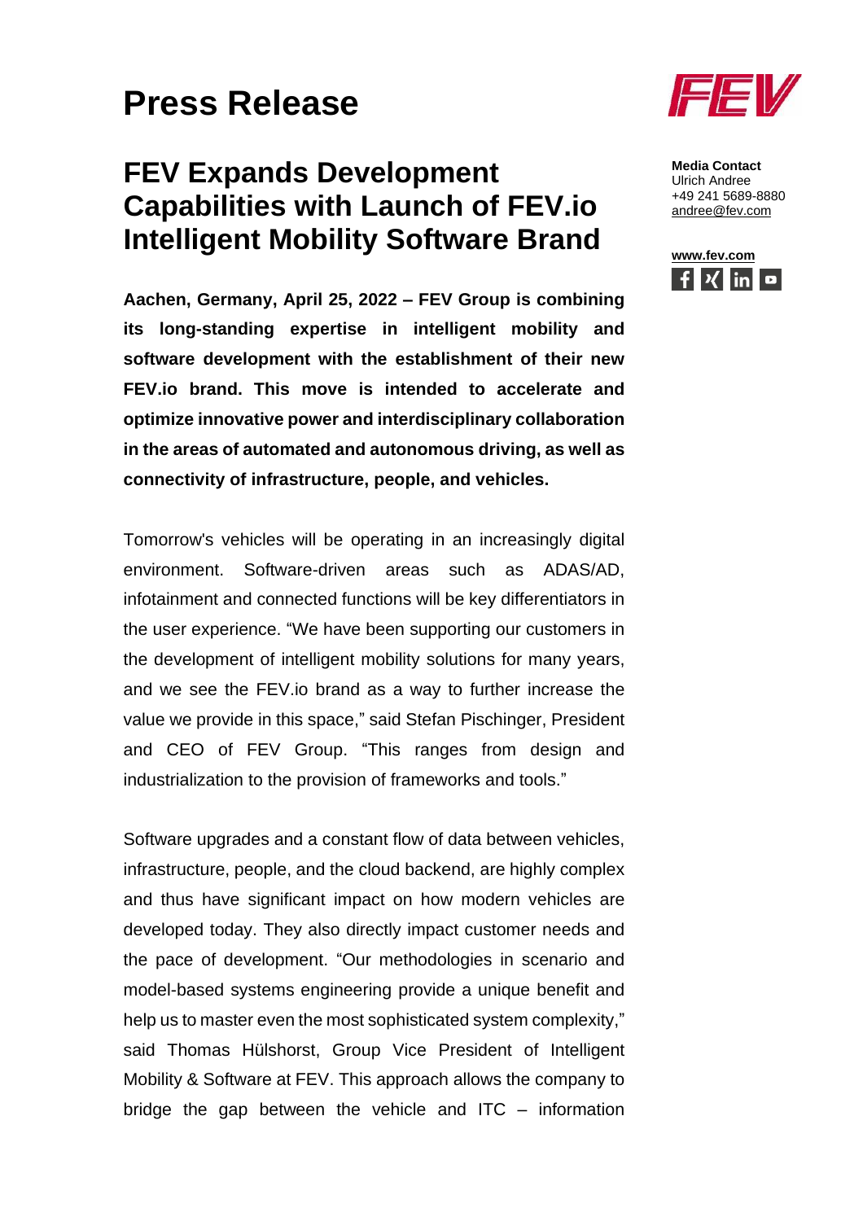# Press Release

## FEV Expands Development Capabilities with Launch of FEV.io Intelligent Mobility Software Brand

**Media Contact**
Ulrich Andree
+49 241 5689-8880
andree@fev.com

**www.fev.com**

**Aachen, Germany, April 25, 2022 – FEV Group is combining its long-standing expertise in intelligent mobility and software development with the establishment of their new FEV.io brand. This move is intended to accelerate and optimize innovative power and interdisciplinary collaboration in the areas of automated and autonomous driving, as well as connectivity of infrastructure, people, and vehicles.**

Tomorrow's vehicles will be operating in an increasingly digital environment. Software-driven areas such as ADAS/AD, infotainment and connected functions will be key differentiators in the user experience. "We have been supporting our customers in the development of intelligent mobility solutions for many years, and we see the FEV.io brand as a way to further increase the value we provide in this space," said Stefan Pischinger, President and CEO of FEV Group. "This ranges from design and industrialization to the provision of frameworks and tools."

Software upgrades and a constant flow of data between vehicles, infrastructure, people, and the cloud backend, are highly complex and thus have significant impact on how modern vehicles are developed today. They also directly impact customer needs and the pace of development. "Our methodologies in scenario and model-based systems engineering provide a unique benefit and help us to master even the most sophisticated system complexity," said Thomas Hülshorst, Group Vice President of Intelligent Mobility & Software at FEV. This approach allows the company to bridge the gap between the vehicle and ITC – information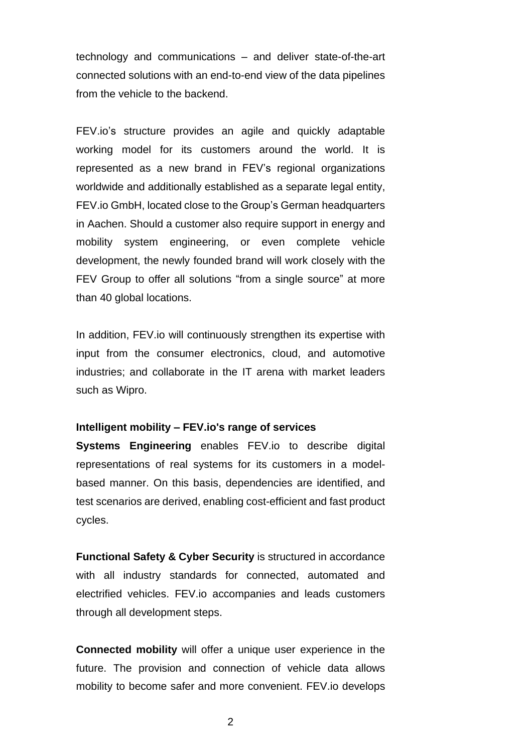technology and communications – and deliver state-of-the-art connected solutions with an end-to-end view of the data pipelines from the vehicle to the backend.

FEV.io's structure provides an agile and quickly adaptable working model for its customers around the world. It is represented as a new brand in FEV's regional organizations worldwide and additionally established as a separate legal entity, FEV.io GmbH, located close to the Group's German headquarters in Aachen. Should a customer also require support in energy and mobility system engineering, or even complete vehicle development, the newly founded brand will work closely with the FEV Group to offer all solutions "from a single source" at more than 40 global locations.

In addition, FEV.io will continuously strengthen its expertise with input from the consumer electronics, cloud, and automotive industries; and collaborate in the IT arena with market leaders such as Wipro.

**Intelligent mobility – FEV.io's range of services**

**Systems Engineering** enables FEV.io to describe digital representations of real systems for its customers in a model-based manner. On this basis, dependencies are identified, and test scenarios are derived, enabling cost-efficient and fast product cycles.

**Functional Safety & Cyber Security** is structured in accordance with all industry standards for connected, automated and electrified vehicles. FEV.io accompanies and leads customers through all development steps.

**Connected mobility** will offer a unique user experience in the future. The provision and connection of vehicle data allows mobility to become safer and more convenient. FEV.io develops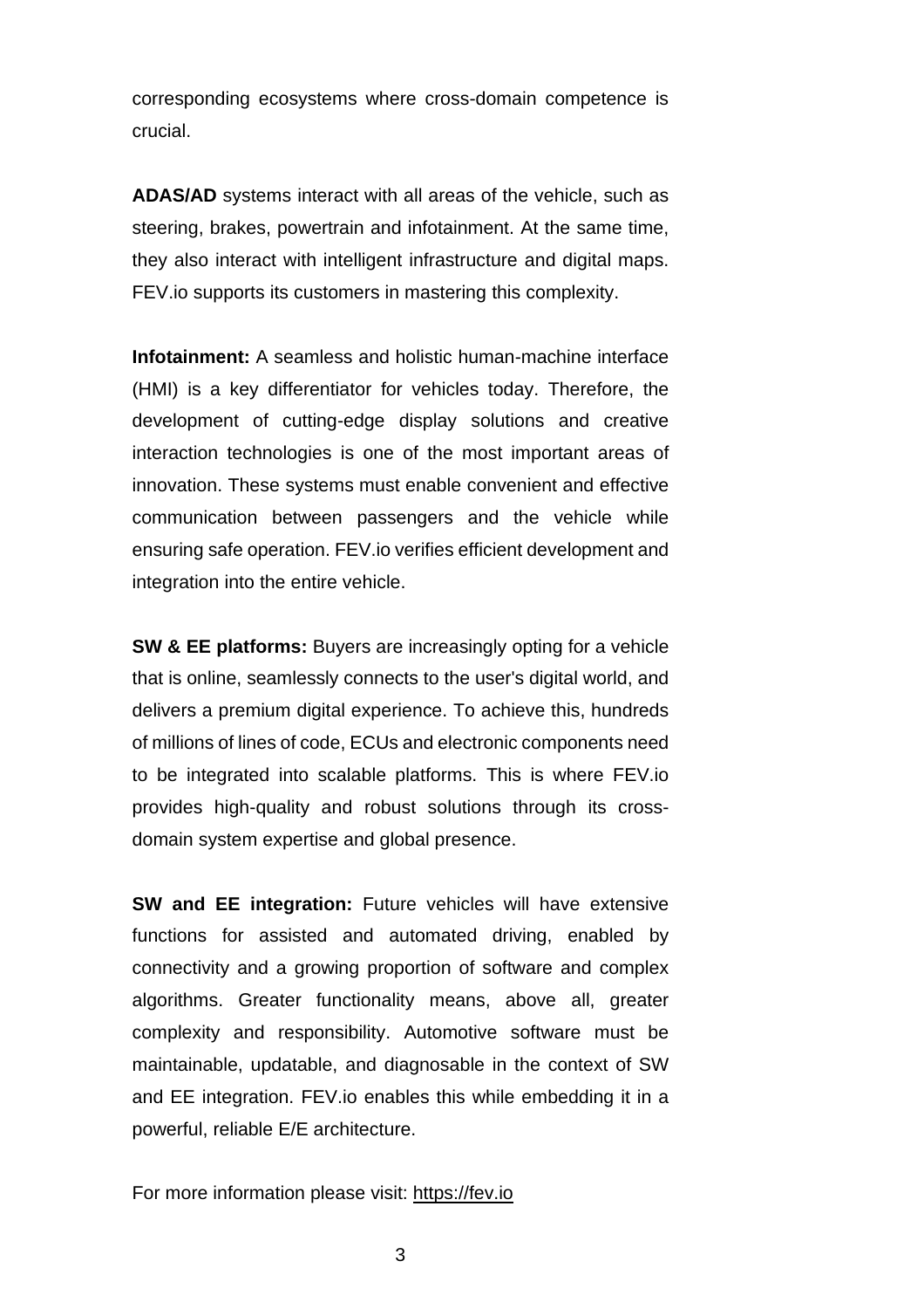corresponding ecosystems where cross-domain competence is crucial.

**ADAS/AD** systems interact with all areas of the vehicle, such as steering, brakes, powertrain and infotainment. At the same time, they also interact with intelligent infrastructure and digital maps. FEV.io supports its customers in mastering this complexity.

**Infotainment:** A seamless and holistic human-machine interface (HMI) is a key differentiator for vehicles today. Therefore, the development of cutting-edge display solutions and creative interaction technologies is one of the most important areas of innovation. These systems must enable convenient and effective communication between passengers and the vehicle while ensuring safe operation. FEV.io verifies efficient development and integration into the entire vehicle.

**SW & EE platforms:** Buyers are increasingly opting for a vehicle that is online, seamlessly connects to the user's digital world, and delivers a premium digital experience. To achieve this, hundreds of millions of lines of code, ECUs and electronic components need to be integrated into scalable platforms. This is where FEV.io provides high-quality and robust solutions through its cross-domain system expertise and global presence.

**SW and EE integration:** Future vehicles will have extensive functions for assisted and automated driving, enabled by connectivity and a growing proportion of software and complex algorithms. Greater functionality means, above all, greater complexity and responsibility. Automotive software must be maintainable, updatable, and diagnosable in the context of SW and EE integration. FEV.io enables this while embedding it in a powerful, reliable E/E architecture.

For more information please visit: https://fev.io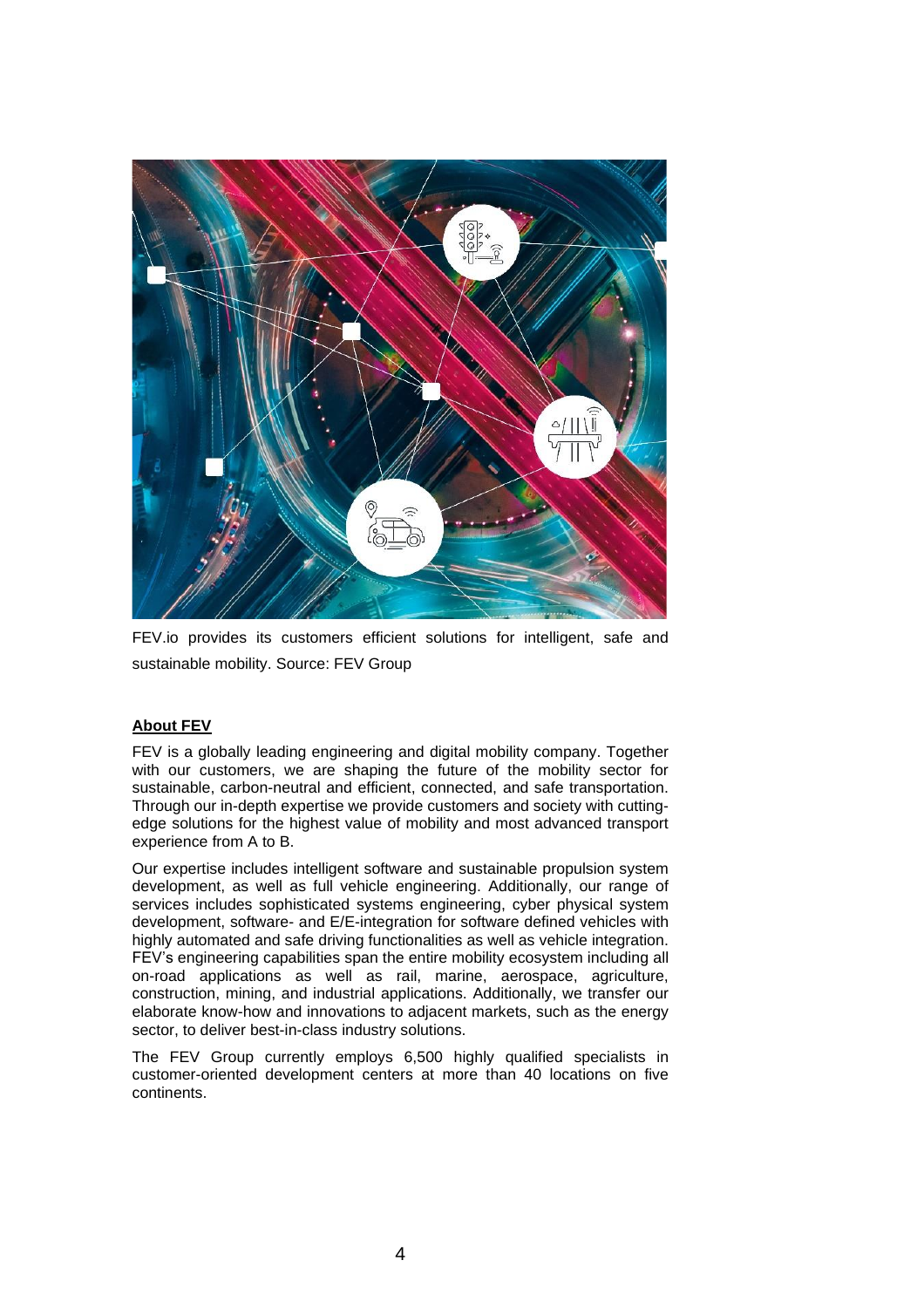FEV.io provides its customers efficient solutions for intelligent, safe and sustainable mobility. Source: FEV Group

**About FEV**

FEV is a globally leading engineering and digital mobility company. Together with our customers, we are shaping the future of the mobility sector for sustainable, carbon-neutral and efficient, connected, and safe transportation. Through our in-depth expertise we provide customers and society with cutting-edge solutions for the highest value of mobility and most advanced transport experience from A to B.

Our expertise includes intelligent software and sustainable propulsion system development, as well as full vehicle engineering. Additionally, our range of services includes sophisticated systems engineering, cyber physical system development, software- and E/E-integration for software defined vehicles with highly automated and safe driving functionalities as well as vehicle integration. FEV's engineering capabilities span the entire mobility ecosystem including all on-road applications as well as rail, marine, aerospace, agriculture, construction, mining, and industrial applications. Additionally, we transfer our elaborate know-how and innovations to adjacent markets, such as the energy sector, to deliver best-in-class industry solutions.

The FEV Group currently employs 6,500 highly qualified specialists in customer-oriented development centers at more than 40 locations on five continents.